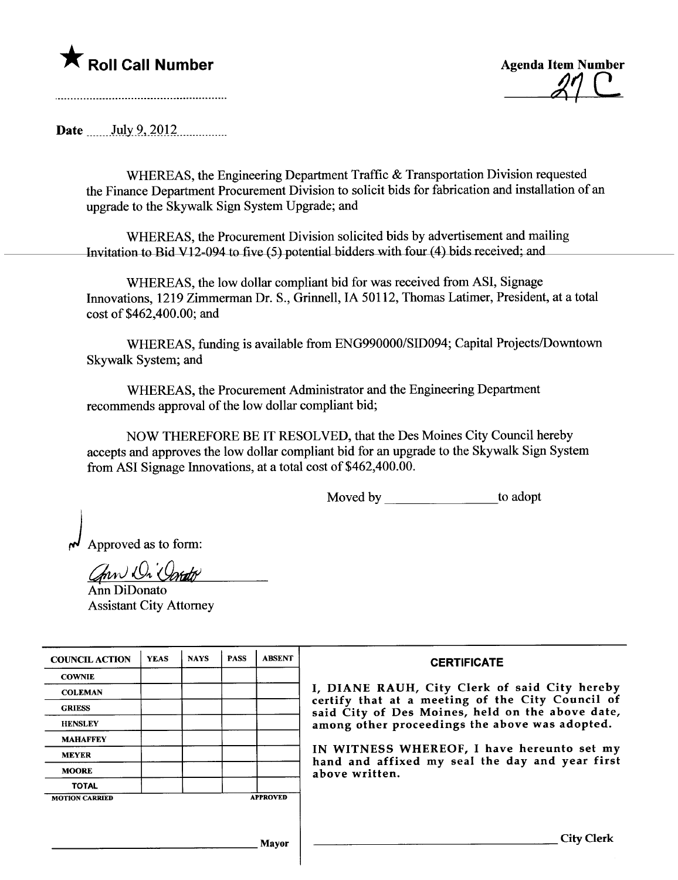★ **Roll Call Number**

..........................................................

**Agenda Item Number**

27 C

**Date** July 9, 2012

WHEREAS, the Engineering Department Traffic & Transportation Division requested the Finance Department Procurement Division to solicit bids for fabrication and installation of an upgrade to the Skywalk Sign System Upgrade; and

WHEREAS, the Procurement Division solicited bids by advertisement and mailing Invitation to Bid V12-094 to five (5) potential bidders with four (4) bids received; and

WHEREAS, the low dollar compliant bid for was received from ASI, Signage Innovations, 1219 Zimmerman Dr. S., Grinnell, IA 50112, Thomas Latimer, President, at a total cost of $462,400.00; and

WHEREAS, funding is available from ENG990000/SID094; Capital Projects/Downtown Skywalk System; and

WHEREAS, the Procurement Administrator and the Engineering Department recommends approval of the low dollar compliant bid;

NOW THEREFORE BE IT RESOLVED, that the Des Moines City Council hereby accepts and approves the low dollar compliant bid for an upgrade to the Skywalk Sign System from ASI Signage Innovations, at a total cost of $462,400.00.

Moved by ________________ to adopt

Approved as to form:

Ann DiDonato
Assistant City Attorney

| COUNCIL ACTION | YEAS | NAYS | PASS | ABSENT |
|---|---|---|---|---|
| COWNIE | | | | |
| COLEMAN | | | | |
| GRIESS | | | | |
| HENSLEY | | | | |
| MAHAFFEY | | | | |
| MEYER | | | | |
| MOORE | | | | |
| TOTAL | | | | |
| MOTION CARRIED | | | | APPROVED |

________________________________ Mayor

**CERTIFICATE**

I, DIANE RAUH, City Clerk of said City hereby certify that at a meeting of the City Council of said City of Des Moines, held on the above date, among other proceedings the above was adopted.

IN WITNESS WHEREOF, I have hereunto set my hand and affixed my seal the day and year first above written.

________________________________ City Clerk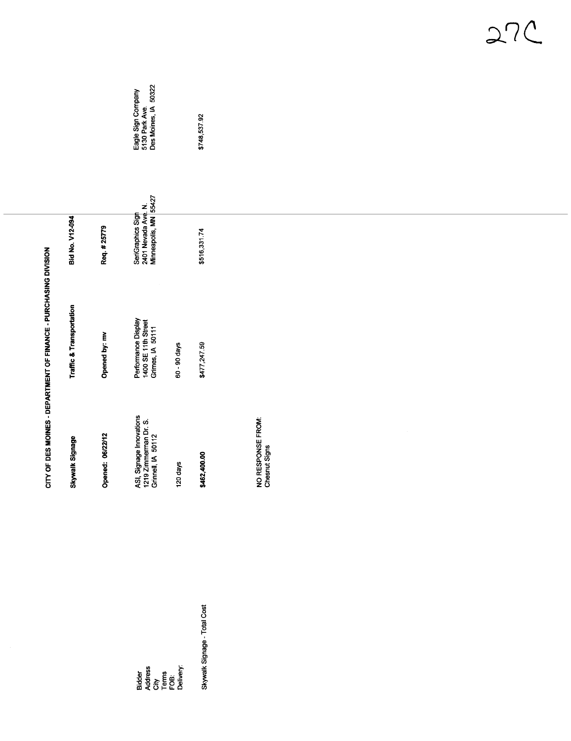27C

# CITY OF DES MOINES - DEPARTMENT OF FINANCE - PURCHASING DIVISION

**Skywalk Signage** | **Traffic & Transportation** | **Bid No. V12-094**

**Opened: 06/22/12** | **Opened by: mv** | **Req. # 25779**

| | | | | |
|---|---|---|---|---|
| Bidder | ASI, Signage Innovations | Performance Display | SeriGraphics Sign | Eagle Sign Company |
| Address | 1219 Zimmerman Dr. S. | 1400 SE 11th Street | 2401 Nevada Ave. N. | 5130 Park Ave. |
| City | Grinnell, IA 50112 | Grimes, IA 50111 | Minneapolis, MN 55427 | Des Moines, IA 50322 |
| Terms | | | | |
| FOB: | | | | |
| Delivery: | 120 days | 60 - 90 days | | |
| Skywalk Signage - Total Cost | **$462,400.00** | $477,247.59 | $516,331.74 | $748,537.92 |

NO RESPONSE FROM:
Chesnut Signs